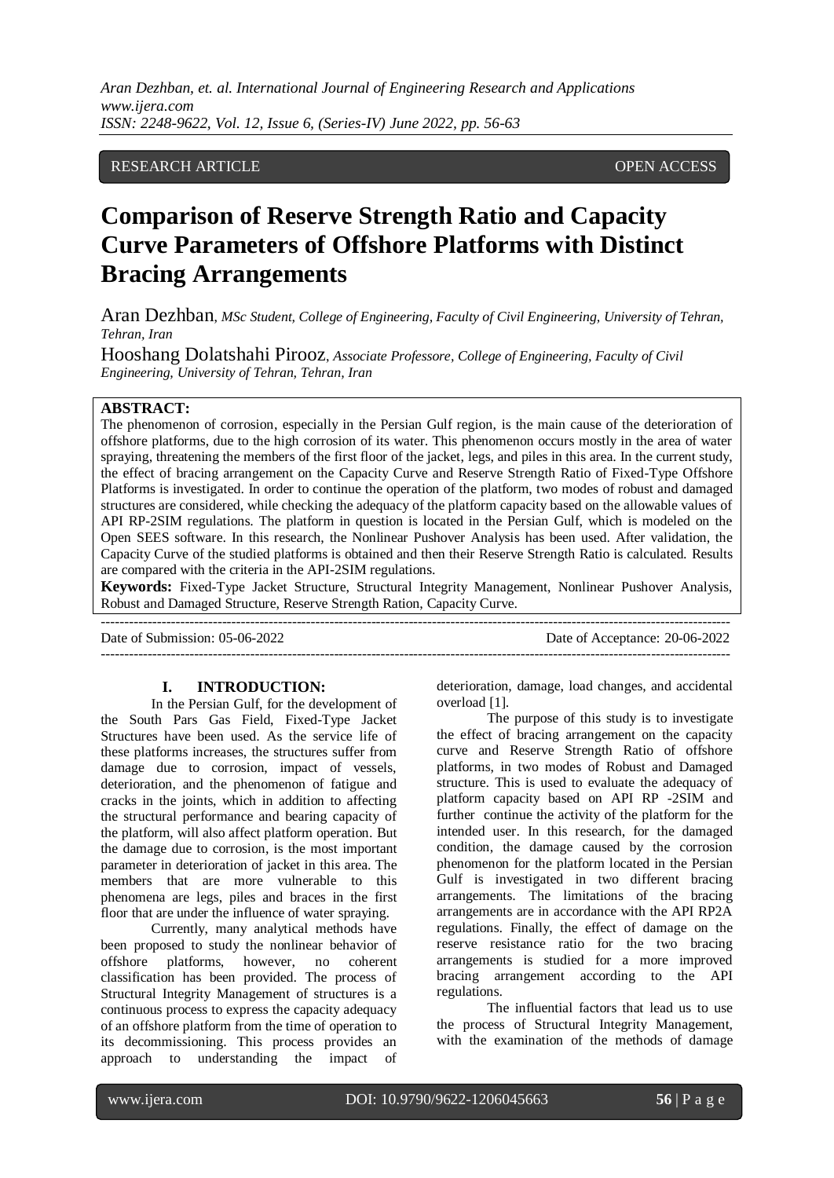RESEARCH ARTICLE OPEN ACCESS

# Comparison of Reserve Strength Ratio and Capacity Curve Parameters of Offshore Platforms with Distinct Bracing Arrangements

Aran Dezhban, *MSc Student, College of Engineering, Faculty of Civil Engineering, University of Tehran, Tehran, Iran*

Hooshang Dolatshahi Pirooz, *Associate Professore, College of Engineering, Faculty of Civil Engineering, University of Tehran, Tehran, Iran*

**ABSTRACT:**

The phenomenon of corrosion, especially in the Persian Gulf region, is the main cause of the deterioration of offshore platforms, due to the high corrosion of its water. This phenomenon occurs mostly in the area of water spraying, threatening the members of the first floor of the jacket, legs, and piles in this area. In the current study, the effect of bracing arrangement on the Capacity Curve and Reserve Strength Ratio of Fixed-Type Offshore Platforms is investigated. In order to continue the operation of the platform, two modes of robust and damaged structures are considered, while checking the adequacy of the platform capacity based on the allowable values of API RP-2SIM regulations. The platform in question is located in the Persian Gulf, which is modeled on the Open SEES software. In this research, the Nonlinear Pushover Analysis has been used. After validation, the Capacity Curve of the studied platforms is obtained and then their Reserve Strength Ratio is calculated. Results are compared with the criteria in the API-2SIM regulations.

**Keywords:** Fixed-Type Jacket Structure, Structural Integrity Management, Nonlinear Pushover Analysis, Robust and Damaged Structure, Reserve Strength Ration, Capacity Curve.

---

Date of Submission: 05-06-2022 Date of Acceptance: 20-06-2022

---

## I. INTRODUCTION:

In the Persian Gulf, for the development of the South Pars Gas Field, Fixed-Type Jacket Structures have been used. As the service life of these platforms increases, the structures suffer from damage due to corrosion, impact of vessels, deterioration, and the phenomenon of fatigue and cracks in the joints, which in addition to affecting the structural performance and bearing capacity of the platform, will also affect platform operation. But the damage due to corrosion, is the most important parameter in deterioration of jacket in this area. The members that are more vulnerable to this phenomena are legs, piles and braces in the first floor that are under the influence of water spraying.

Currently, many analytical methods have been proposed to study the nonlinear behavior of offshore platforms, however, no coherent classification has been provided. The process of Structural Integrity Management of structures is a continuous process to express the capacity adequacy of an offshore platform from the time of operation to its decommissioning. This process provides an approach to understanding the impact of deterioration, damage, load changes, and accidental overload [1].

The purpose of this study is to investigate the effect of bracing arrangement on the capacity curve and Reserve Strength Ratio of offshore platforms, in two modes of Robust and Damaged structure. This is used to evaluate the adequacy of platform capacity based on API RP -2SIM and further continue the activity of the platform for the intended user. In this research, for the damaged condition, the damage caused by the corrosion phenomenon for the platform located in the Persian Gulf is investigated in two different bracing arrangements. The limitations of the bracing arrangements are in accordance with the API RP2A regulations. Finally, the effect of damage on the reserve resistance ratio for the two bracing arrangements is studied for a more improved bracing arrangement according to the API regulations.

The influential factors that lead us to use the process of Structural Integrity Management, with the examination of the methods of damage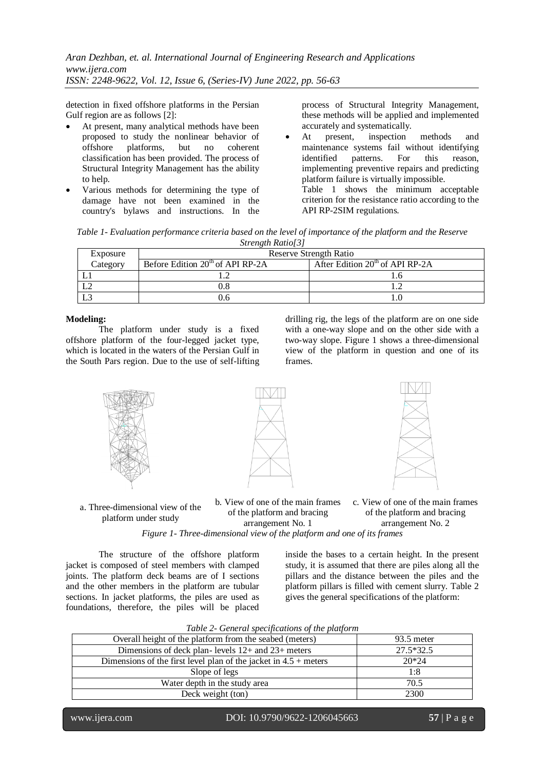detection in fixed offshore platforms in the Persian Gulf region are as follows [2]:

- At present, many analytical methods have been proposed to study the nonlinear behavior of offshore platforms, but no coherent classification has been provided. The process of Structural Integrity Management has the ability to help.
- Various methods for determining the type of damage have not been examined in the country's bylaws and instructions. In the process of Structural Integrity Management, these methods will be applied and implemented accurately and systematically.
- At present, inspection methods and maintenance systems fail without identifying identified patterns. For this reason, implementing preventive repairs and predicting platform failure is virtually impossible.

Table 1 shows the minimum acceptable criterion for the resistance ratio according to the API RP-2SIM regulations.

*Table 1- Evaluation performance criteria based on the level of importance of the platform and the Reserve Strength Ratio[3]*

| Exposure Category | Reserve Strength Ratio | |
|---|---|---|
| | Before Edition 20th of API RP-2A | After Edition 20th of API RP-2A |
| L1 | 1.2 | 1.6 |
| L2 | 0.8 | 1.2 |
| L3 | 0.6 | 1.0 |

**Modeling:**

The platform under study is a fixed offshore platform of the four-legged jacket type, which is located in the waters of the Persian Gulf in the South Pars region. Due to the use of self-lifting drilling rig, the legs of the platform are on one side with a one-way slope and on the other side with a two-way slope. Figure 1 shows a three-dimensional view of the platform in question and one of its frames.

a. Three-dimensional view of the platform under study

b. View of one of the main frames of the platform and bracing arrangement No. 1

c. View of one of the main frames of the platform and bracing arrangement No. 2

*Figure 1- Three-dimensional view of the platform and one of its frames*

The structure of the offshore platform jacket is composed of steel members with clamped joints. The platform deck beams are of I sections and the other members in the platform are tubular sections. In jacket platforms, the piles are used as foundations, therefore, the piles will be placed inside the bases to a certain height. In the present study, it is assumed that there are piles along all the pillars and the distance between the piles and the platform pillars is filled with cement slurry. Table 2 gives the general specifications of the platform:

*Table 2- General specifications of the platform*

| | |
|---|---|
| Overall height of the platform from the seabed (meters) | 93.5 meter |
| Dimensions of deck plan- levels 12+ and 23+ meters | 27.5*32.5 |
| Dimensions of the first level plan of the jacket in 4.5 + meters | 20*24 |
| Slope of legs | 1:8 |
| Water depth in the study area | 70.5 |
| Deck weight (ton) | 2300 |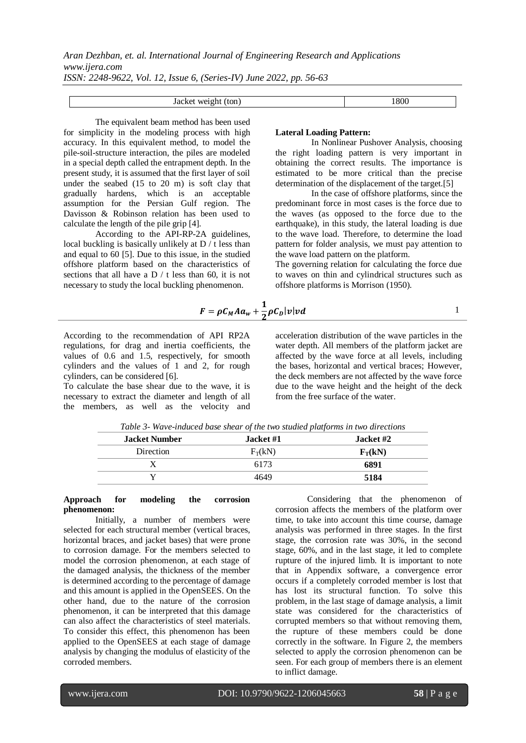| Jacket weight (ton) | 1800 |
|---|---|

The equivalent beam method has been used for simplicity in the modeling process with high accuracy. In this equivalent method, to model the pile-soil-structure interaction, the piles are modeled in a special depth called the entrapment depth. In the present study, it is assumed that the first layer of soil under the seabed (15 to 20 m) is soft clay that gradually hardens, which is an acceptable assumption for the Persian Gulf region. The Davisson & Robinson relation has been used to calculate the length of the pile grip [4].

According to the API-RP-2A guidelines, local buckling is basically unlikely at D / t less than and equal to 60 [5]. Due to this issue, in the studied offshore platform based on the characteristics of sections that all have a D / t less than 60, it is not necessary to study the local buckling phenomenon.

**Lateral Loading Pattern:**

In Nonlinear Pushover Analysis, choosing the right loading pattern is very important in obtaining the correct results. The importance is estimated to be more critical than the precise determination of the displacement of the target.[5]

In the case of offshore platforms, since the predominant force in most cases is the force due to the waves (as opposed to the force due to the earthquake), in this study, the lateral loading is due to the wave load. Therefore, to determine the load pattern for folder analysis, we must pay attention to the wave load pattern on the platform.

The governing relation for calculating the force due to waves on thin and cylindrical structures such as offshore platforms is Morrison (1950).

$$F = \rho C_M A a_w + \frac{1}{2}\rho C_D |v| v d \quad (1)$$

According to the recommendation of API RP2A regulations, for drag and inertia coefficients, the values of 0.6 and 1.5, respectively, for smooth cylinders and the values of 1 and 2, for rough cylinders, can be considered [6].

To calculate the base shear due to the wave, it is necessary to extract the diameter and length of all the members, as well as the velocity and acceleration distribution of the wave particles in the water depth. All members of the platform jacket are affected by the wave force at all levels, including the bases, horizontal and vertical braces; However, the deck members are not affected by the wave force due to the wave height and the height of the deck from the free surface of the water.

*Table 3- Wave-induced base shear of the two studied platforms in two directions*

| Jacket Number | Jacket #1 | Jacket #2 |
|---|---|---|
| Direction | $F_T$(kN) | **$F_T$(kN)** |
| X | 6173 | **6891** |
| Y | 4649 | **5184** |

**Approach for modeling the corrosion phenomenon:**

Initially, a number of members were selected for each structural member (vertical braces, horizontal braces, and jacket bases) that were prone to corrosion damage. For the members selected to model the corrosion phenomenon, at each stage of the damaged analysis, the thickness of the member is determined according to the percentage of damage and this amount is applied in the OpenSEES. On the other hand, due to the nature of the corrosion phenomenon, it can be interpreted that this damage can also affect the characteristics of steel materials. To consider this effect, this phenomenon has been applied to the OpenSEES at each stage of damage analysis by changing the modulus of elasticity of the corroded members.

Considering that the phenomenon of corrosion affects the members of the platform over time, to take into account this time course, damage analysis was performed in three stages. In the first stage, the corrosion rate was 30%, in the second stage, 60%, and in the last stage, it led to complete rupture of the injured limb. It is important to note that in Appendix software, a convergence error occurs if a completely corroded member is lost that has lost its structural function. To solve this problem, in the last stage of damage analysis, a limit state was considered for the characteristics of corrupted members so that without removing them, the rupture of these members could be done correctly in the software. In Figure 2, the members selected to apply the corrosion phenomenon can be seen. For each group of members there is an element to inflict damage.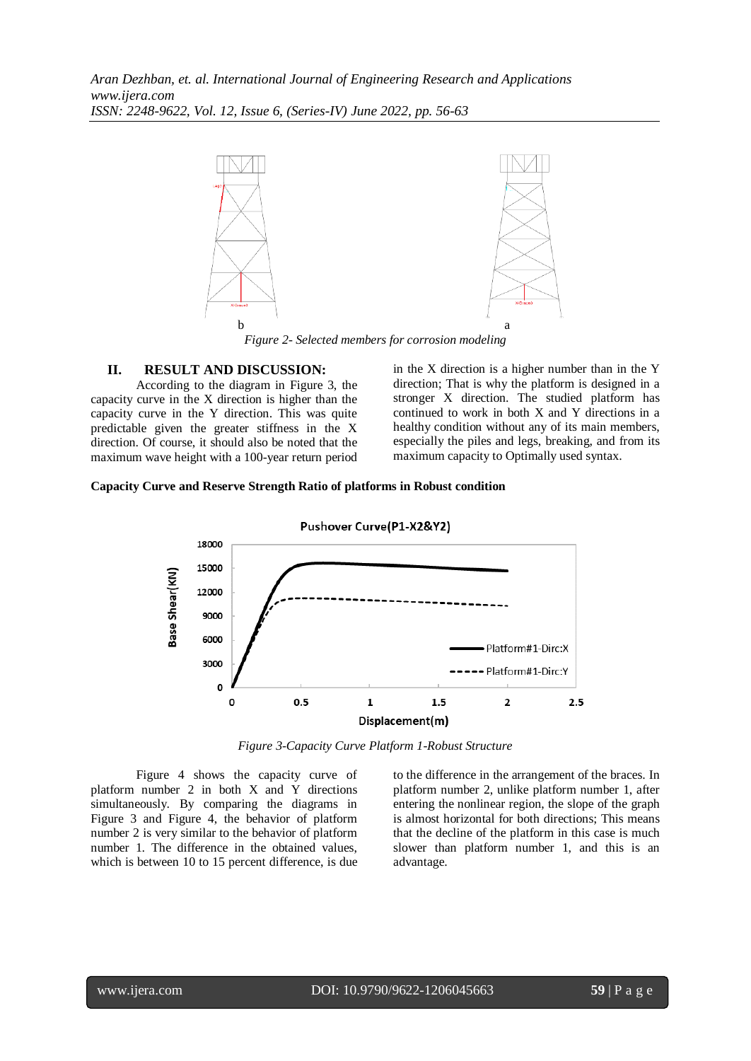b a

*Figure 2- Selected members for corrosion modeling*

## II. RESULT AND DISCUSSION:

According to the diagram in Figure 3, the capacity curve in the X direction is higher than the capacity curve in the Y direction. This was quite predictable given the greater stiffness in the X direction. Of course, it should also be noted that the maximum wave height with a 100-year return period in the X direction is a higher number than in the Y direction; That is why the platform is designed in a stronger X direction. The studied platform has continued to work in both X and Y directions in a healthy condition without any of its main members, especially the piles and legs, breaking, and from its maximum capacity to Optimally used syntax.

**Capacity Curve and Reserve Strength Ratio of platforms in Robust condition**

Pushover Curve(P1-X2&Y2)

Base Shear(KN)

18000
15000
12000
9000
6000
3000
0

0
0.5
1
1.5
2
2.5

Displacement(m)

Platform#1-Dirc:X
Platform#1-Dirc:Y

*Figure 3-Capacity Curve Platform 1-Robust Structure*

Figure 4 shows the capacity curve of platform number 2 in both X and Y directions simultaneously. By comparing the diagrams in Figure 3 and Figure 4, the behavior of platform number 2 is very similar to the behavior of platform number 1. The difference in the obtained values, which is between 10 to 15 percent difference, is due to the difference in the arrangement of the braces. In platform number 2, unlike platform number 1, after entering the nonlinear region, the slope of the graph is almost horizontal for both directions; This means that the decline of the platform in this case is much slower than platform number 1, and this is an advantage.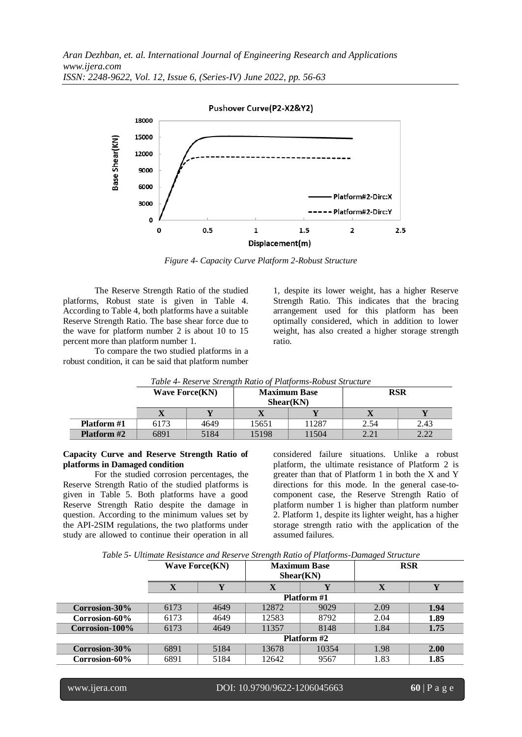Pushover Curve(P2-X2&Y2)

Base Shear(KN)

18000
15000
12000
9000
6000
3000
0

0 0.5 1 1.5 2 2.5

Displacement(m)

Platform#2-Dirc:X
Platform#2-Dirc:Y

*Figure 4- Capacity Curve Platform 2-Robust Structure*

The Reserve Strength Ratio of the studied platforms, Robust state is given in Table 4. According to Table 4, both platforms have a suitable Reserve Strength Ratio. The base shear force due to the wave for platform number 2 is about 10 to 15 percent more than platform number 1.

To compare the two studied platforms in a robust condition, it can be said that platform number 1, despite its lower weight, has a higher Reserve Strength Ratio. This indicates that the bracing arrangement used for this platform has been optimally considered, which in addition to lower weight, has also created a higher storage strength ratio.

*Table 4- Reserve Strength Ratio of Platforms-Robust Structure*

| | Wave Force(KN) | | Maximum Base Shear(KN) | | RSR | |
|---|---|---|---|---|---|---|
| | **X** | **Y** | **X** | **Y** | **X** | **Y** |
| **Platform #1** | 6173 | 4649 | 15651 | 11287 | 2.54 | 2.43 |
| **Platform #2** | 6891 | 5184 | 15198 | 11504 | 2.21 | 2.22 |

**Capacity Curve and Reserve Strength Ratio of platforms in Damaged condition**

For the studied corrosion percentages, the Reserve Strength Ratio of the studied platforms is given in Table 5. Both platforms have a good Reserve Strength Ratio despite the damage in question. According to the minimum values set by the API-2SIM regulations, the two platforms under study are allowed to continue their operation in all considered failure situations. Unlike a robust platform, the ultimate resistance of Platform 2 is greater than that of Platform 1 in both the X and Y directions for this mode. In the general case-to-component case, the Reserve Strength Ratio of platform number 1 is higher than platform number 2. Platform 1, despite its lighter weight, has a higher storage strength ratio with the application of the assumed failures.

*Table 5- Ultimate Resistance and Reserve Strength Ratio of Platforms-Damaged Structure*

| | Wave Force(KN) | | Maximum Base Shear(KN) | | RSR | |
|---|---|---|---|---|---|---|
| | **X** | **Y** | **X** | **Y** | **X** | **Y** |
| | **Platform #1** | | | | | |
| **Corrosion-30%** | 6173 | 4649 | 12872 | 9029 | 2.09 | **1.94** |
| **Corrosion-60%** | 6173 | 4649 | 12583 | 8792 | 2.04 | **1.89** |
| **Corrosion-100%** | 6173 | 4649 | 11357 | 8148 | 1.84 | **1.75** |
| | **Platform #2** | | | | | |
| **Corrosion-30%** | 6891 | 5184 | 13678 | 10354 | 1.98 | **2.00** |
| **Corrosion-60%** | 6891 | 5184 | 12642 | 9567 | 1.83 | **1.85** |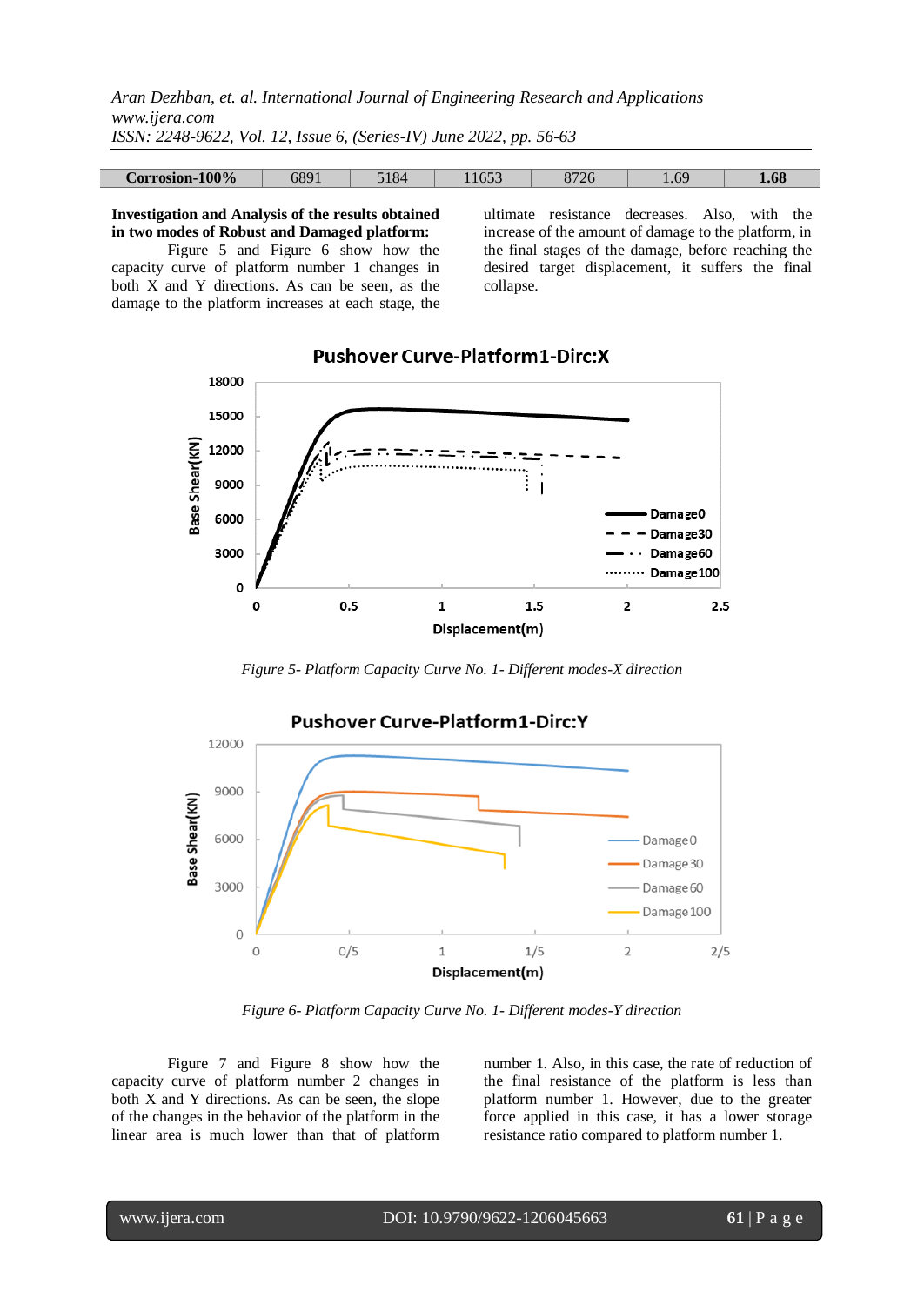| | | | | | | |
|---|---|---|---|---|---|---|
| **Corrosion-100%** | 6891 | 5184 | 11653 | 8726 | 1.69 | **1.68** |

**Investigation and Analysis of the results obtained in two modes of Robust and Damaged platform:**

Figure 5 and Figure 6 show how the capacity curve of platform number 1 changes in both X and Y directions. As can be seen, as the damage to the platform increases at each stage, the ultimate resistance decreases. Also, with the increase of the amount of damage to the platform, in the final stages of the damage, before reaching the desired target displacement, it suffers the final collapse.

Pushover Curve-Platform1-Dirc:X

18000
15000
12000
9000
6000
3000
0

Base Shear(KN)

0
0.5
1
1.5
2
2.5

Displacement(m)

Damage0
Damage30
Damage60
Damage100

*Figure 5- Platform Capacity Curve No. 1- Different modes-X direction*

Pushover Curve-Platform1-Dirc:Y

12000
9000
6000
3000
0

Base Shear(KN)

0
0/5
1
1/5
2
2/5

Displacement(m)

Damage0
Damage30
Damage60
Damage100

*Figure 6- Platform Capacity Curve No. 1- Different modes-Y direction*

Figure 7 and Figure 8 show how the capacity curve of platform number 2 changes in both X and Y directions. As can be seen, the slope of the changes in the behavior of the platform in the linear area is much lower than that of platform number 1. Also, in this case, the rate of reduction of the final resistance of the platform is less than platform number 1. However, due to the greater force applied in this case, it has a lower storage resistance ratio compared to platform number 1.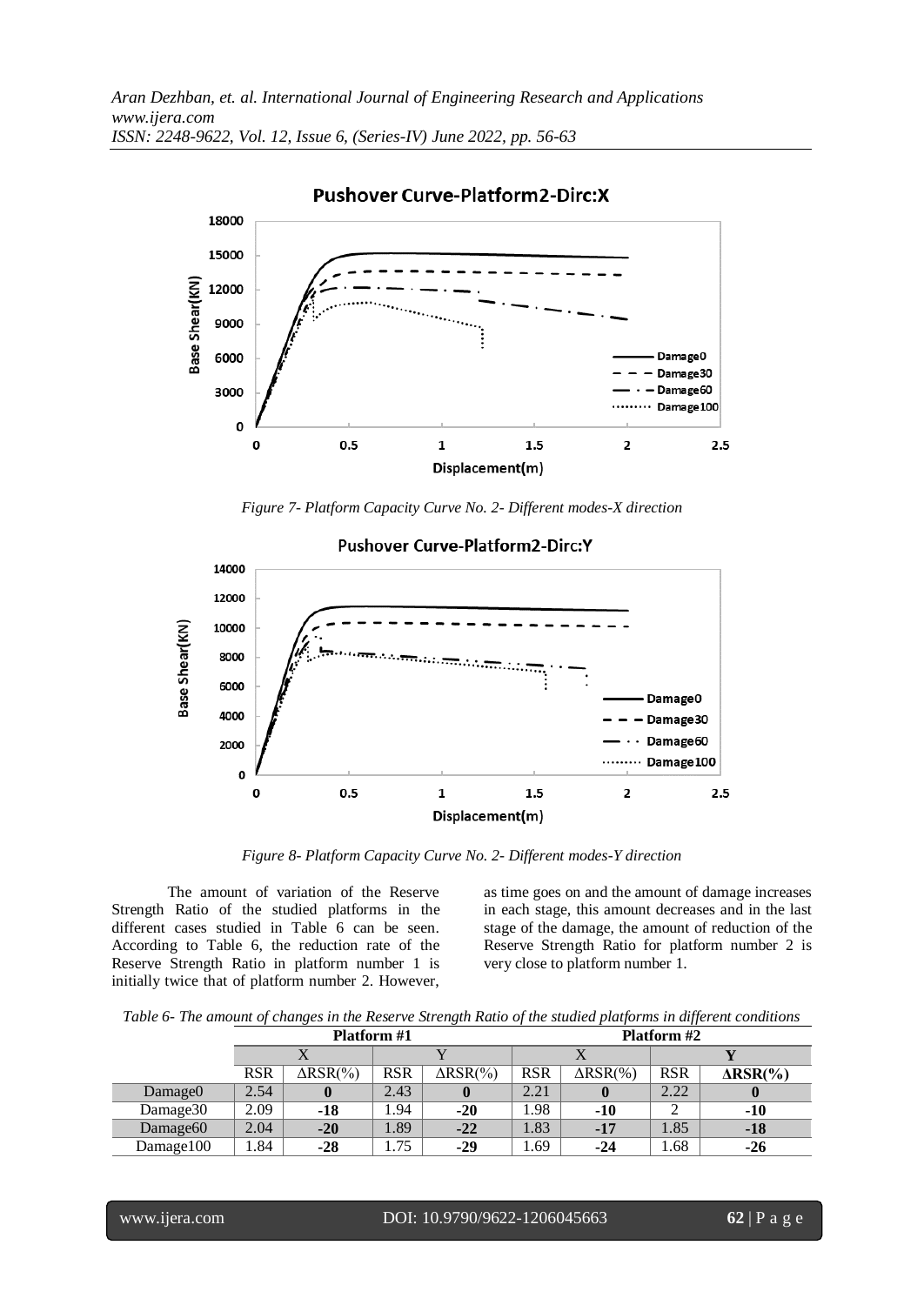Pushover Curve-Platform2-Dirc:X

Base Shear(KN)

18000
15000
12000
9000
6000
3000
0

0
0.5
1
1.5
2
2.5

Displacement(m)

Damage0
Damage30
Damage60
Damage100

*Figure 7- Platform Capacity Curve No. 2- Different modes-X direction*

Pushover Curve-Platform2-Dirc:Y

Base Shear(KN)

14000
12000
10000
8000
6000
4000
2000
0

0
0.5
1
1.5
2
2.5

Displacement(m)

Damage0
Damage30
Damage60
Damage100

*Figure 8- Platform Capacity Curve No. 2- Different modes-Y direction*

The amount of variation of the Reserve Strength Ratio of the studied platforms in the different cases studied in Table 6 can be seen. According to Table 6, the reduction rate of the Reserve Strength Ratio in platform number 1 is initially twice that of platform number 2. However, as time goes on and the amount of damage increases in each stage, this amount decreases and in the last stage of the damage, the amount of reduction of the Reserve Strength Ratio for platform number 2 is very close to platform number 1.

*Table 6- The amount of changes in the Reserve Strength Ratio of the studied platforms in different conditions*

| | Platform #1 | | | | Platform #2 | | | |
|---|---|---|---|---|---|---|---|---|
| | X | | Y | | X | | **Y** | |
| | RSR | ΔRSR(%) | RSR | ΔRSR(%) | RSR | ΔRSR(%) | RSR | **ΔRSR(%)** |
| Damage0 | 2.54 | **0** | 2.43 | **0** | 2.21 | **0** | 2.22 | **0** |
| Damage30 | 2.09 | **-18** | 1.94 | **-20** | 1.98 | **-10** | 2 | **-10** |
| Damage60 | 2.04 | **-20** | 1.89 | **-22** | 1.83 | **-17** | 1.85 | **-18** |
| Damage100 | 1.84 | **-28** | 1.75 | **-29** | 1.69 | **-24** | 1.68 | **-26** |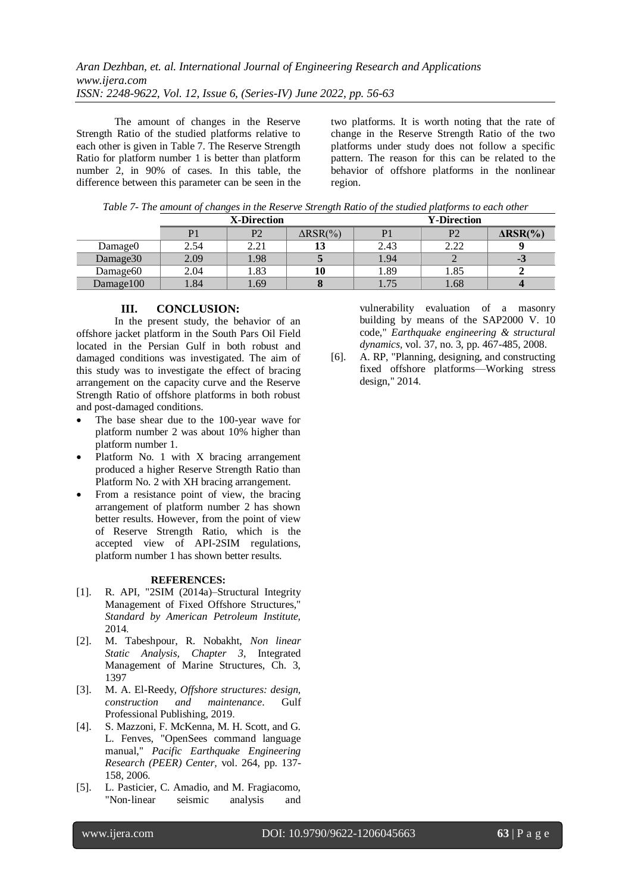The amount of changes in the Reserve Strength Ratio of the studied platforms relative to each other is given in Table 7. The Reserve Strength Ratio for platform number 1 is better than platform number 2, in 90% of cases. In this table, the difference between this parameter can be seen in the two platforms. It is worth noting that the rate of change in the Reserve Strength Ratio of the two platforms under study does not follow a specific pattern. The reason for this can be related to the behavior of offshore platforms in the nonlinear region.

*Table 7- The amount of changes in the Reserve Strength Ratio of the studied platforms to each other*

| | X-Direction | | | Y-Direction | | |
|---|---|---|---|---|---|---|
| | P1 | P2 | ΔRSR(%) | P1 | P2 | **ΔRSR(%)** |
| Damage0 | 2.54 | 2.21 | **13** | 2.43 | 2.22 | **9** |
| Damage30 | 2.09 | 1.98 | **5** | 1.94 | 2 | **-3** |
| Damage60 | 2.04 | 1.83 | **10** | 1.89 | 1.85 | **2** |
| Damage100 | 1.84 | 1.69 | **8** | 1.75 | 1.68 | **4** |

## III. CONCLUSION:

In the present study, the behavior of an offshore jacket platform in the South Pars Oil Field located in the Persian Gulf in both robust and damaged conditions was investigated. The aim of this study was to investigate the effect of bracing arrangement on the capacity curve and the Reserve Strength Ratio of offshore platforms in both robust and post-damaged conditions.

- The base shear due to the 100-year wave for platform number 2 was about 10% higher than platform number 1.
- Platform No. 1 with X bracing arrangement produced a higher Reserve Strength Ratio than Platform No. 2 with XH bracing arrangement.
- From a resistance point of view, the bracing arrangement of platform number 2 has shown better results. However, from the point of view of Reserve Strength Ratio, which is the accepted view of API-2SIM regulations, platform number 1 has shown better results.

### REFERENCES:

[1]. R. API, "2SIM (2014a)–Structural Integrity Management of Fixed Offshore Structures," *Standard by American Petroleum Institute*, 2014.

[2]. M. Tabeshpour, R. Nobakht, *Non linear Static Analysis, Chapter 3*, Integrated Management of Marine Structures, Ch. 3, 1397

[3]. M. A. El-Reedy, *Offshore structures: design, construction and maintenance*. Gulf Professional Publishing, 2019.

[4]. S. Mazzoni, F. McKenna, M. H. Scott, and G. L. Fenves, "OpenSees command language manual," *Pacific Earthquake Engineering Research (PEER) Center*, vol. 264, pp. 137-158, 2006.

[5]. L. Pasticier, C. Amadio, and M. Fragiacomo, "Non-linear seismic analysis and vulnerability evaluation of a masonry building by means of the SAP2000 V. 10 code," *Earthquake engineering & structural dynamics*, vol. 37, no. 3, pp. 467-485, 2008.

[6]. A. RP, "Planning, designing, and constructing fixed offshore platforms—Working stress design," 2014.